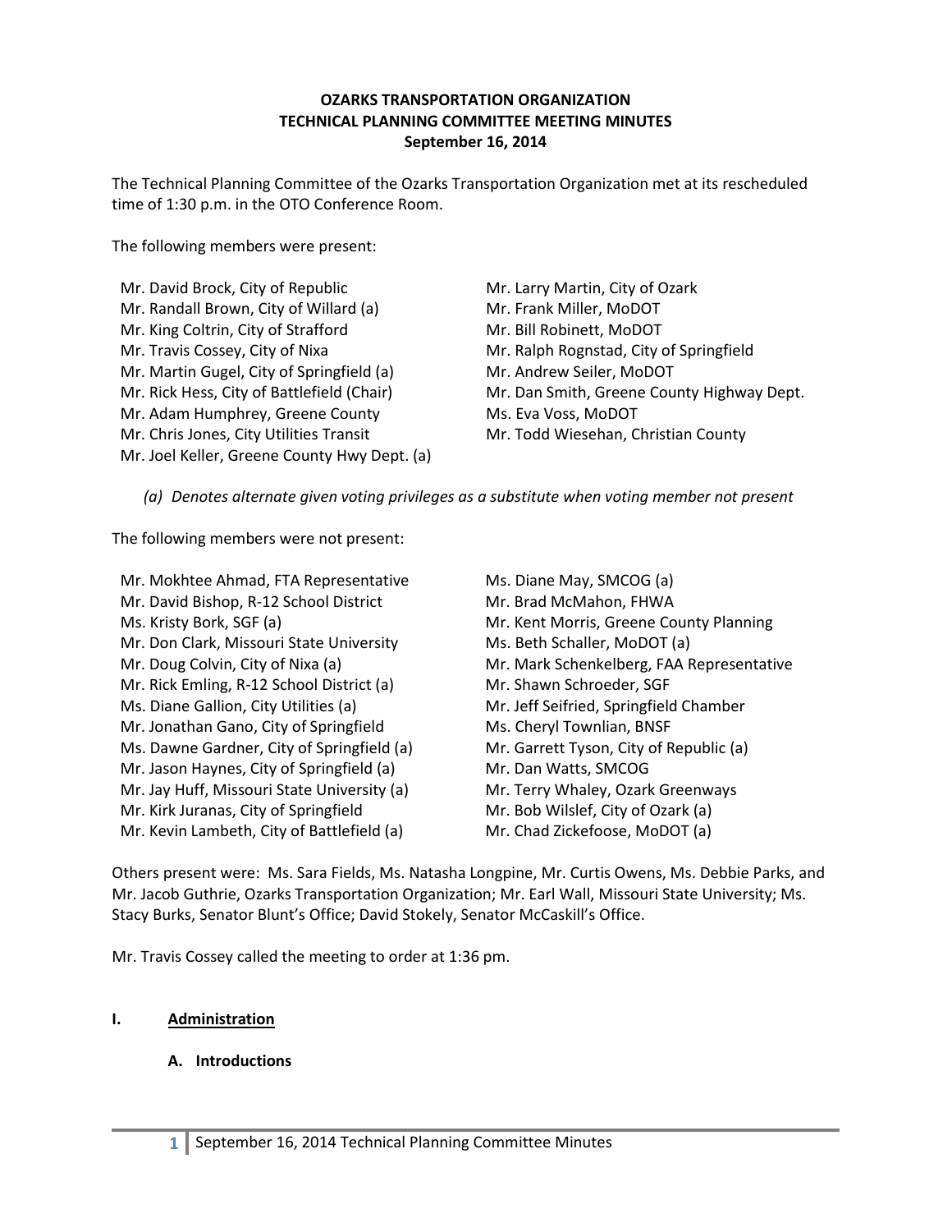**OZARKS TRANSPORTATION ORGANIZATION**
**TECHNICAL PLANNING COMMITTEE MEETING MINUTES**
**September 16, 2014**

The Technical Planning Committee of the Ozarks Transportation Organization met at its rescheduled time of 1:30 p.m. in the OTO Conference Room.

The following members were present:

Mr. David Brock, City of Republic
Mr. Randall Brown, City of Willard (a)
Mr. King Coltrin, City of Strafford
Mr. Travis Cossey, City of Nixa
Mr. Martin Gugel, City of Springfield (a)
Mr. Rick Hess, City of Battlefield (Chair)
Mr. Adam Humphrey, Greene County
Mr. Chris Jones, City Utilities Transit
Mr. Joel Keller, Greene County Hwy Dept. (a)
Mr. Larry Martin, City of Ozark
Mr. Frank Miller, MoDOT
Mr. Bill Robinett, MoDOT
Mr. Ralph Rognstad, City of Springfield
Mr. Andrew Seiler, MoDOT
Mr. Dan Smith, Greene County Highway Dept.
Ms. Eva Voss, MoDOT
Mr. Todd Wiesehan, Christian County

*(a) Denotes alternate given voting privileges as a substitute when voting member not present*

The following members were not present:

Mr. Mokhtee Ahmad, FTA Representative
Mr. David Bishop, R-12 School District
Ms. Kristy Bork, SGF (a)
Mr. Don Clark, Missouri State University
Mr. Doug Colvin, City of Nixa (a)
Mr. Rick Emling, R-12 School District (a)
Ms. Diane Gallion, City Utilities (a)
Mr. Jonathan Gano, City of Springfield
Ms. Dawne Gardner, City of Springfield (a)
Mr. Jason Haynes, City of Springfield (a)
Mr. Jay Huff, Missouri State University (a)
Mr. Kirk Juranas, City of Springfield
Mr. Kevin Lambeth, City of Battlefield (a)
Ms. Diane May, SMCOG (a)
Mr. Brad McMahon, FHWA
Mr. Kent Morris, Greene County Planning
Ms. Beth Schaller, MoDOT (a)
Mr. Mark Schenkelberg, FAA Representative
Mr. Shawn Schroeder, SGF
Mr. Jeff Seifried, Springfield Chamber
Ms. Cheryl Townlian, BNSF
Mr. Garrett Tyson, City of Republic (a)
Mr. Dan Watts, SMCOG
Mr. Terry Whaley, Ozark Greenways
Mr. Bob Wilslef, City of Ozark (a)
Mr. Chad Zickefoose, MoDOT (a)

Others present were: Ms. Sara Fields, Ms. Natasha Longpine, Mr. Curtis Owens, Ms. Debbie Parks, and Mr. Jacob Guthrie, Ozarks Transportation Organization; Mr. Earl Wall, Missouri State University; Ms. Stacy Burks, Senator Blunt's Office; David Stokely, Senator McCaskill's Office.

Mr. Travis Cossey called the meeting to order at 1:36 pm.

## I. Administration

### A. Introductions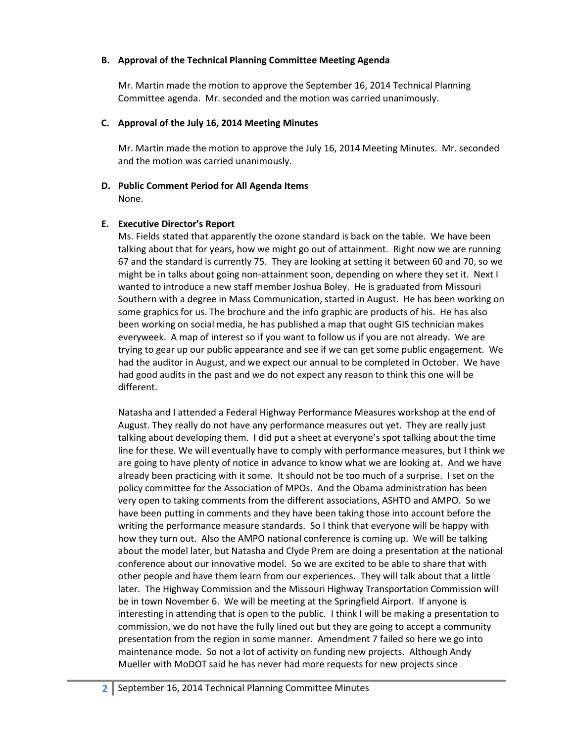**B. Approval of the Technical Planning Committee Meeting Agenda**

Mr. Martin made the motion to approve the September 16, 2014 Technical Planning Committee agenda. Mr. seconded and the motion was carried unanimously.

**C. Approval of the July 16, 2014 Meeting Minutes**

Mr. Martin made the motion to approve the July 16, 2014 Meeting Minutes. Mr. seconded and the motion was carried unanimously.

**D. Public Comment Period for All Agenda Items**

None.

**E. Executive Director's Report**

Ms. Fields stated that apparently the ozone standard is back on the table. We have been talking about that for years, how we might go out of attainment. Right now we are running 67 and the standard is currently 75. They are looking at setting it between 60 and 70, so we might be in talks about going non-attainment soon, depending on where they set it. Next I wanted to introduce a new staff member Joshua Boley. He is graduated from Missouri Southern with a degree in Mass Communication, started in August. He has been working on some graphics for us. The brochure and the info graphic are products of his. He has also been working on social media, he has published a map that ought GIS technician makes everyweek. A map of interest so if you want to follow us if you are not already. We are trying to gear up our public appearance and see if we can get some public engagement. We had the auditor in August, and we expect our annual to be completed in October. We have had good audits in the past and we do not expect any reason to think this one will be different.

Natasha and I attended a Federal Highway Performance Measures workshop at the end of August. They really do not have any performance measures out yet. They are really just talking about developing them. I did put a sheet at everyone's spot talking about the time line for these. We will eventually have to comply with performance measures, but I think we are going to have plenty of notice in advance to know what we are looking at. And we have already been practicing with it some. It should not be too much of a surprise. I set on the policy committee for the Association of MPOs. And the Obama administration has been very open to taking comments from the different associations, ASHTO and AMPO. So we have been putting in comments and they have been taking those into account before the writing the performance measure standards. So I think that everyone will be happy with how they turn out. Also the AMPO national conference is coming up. We will be talking about the model later, but Natasha and Clyde Prem are doing a presentation at the national conference about our innovative model. So we are excited to be able to share that with other people and have them learn from our experiences. They will talk about that a little later. The Highway Commission and the Missouri Highway Transportation Commission will be in town November 6. We will be meeting at the Springfield Airport. If anyone is interesting in attending that is open to the public. I think I will be making a presentation to commission, we do not have the fully lined out but they are going to accept a community presentation from the region in some manner. Amendment 7 failed so here we go into maintenance mode. So not a lot of activity on funding new projects. Although Andy Mueller with MoDOT said he has never had more requests for new projects since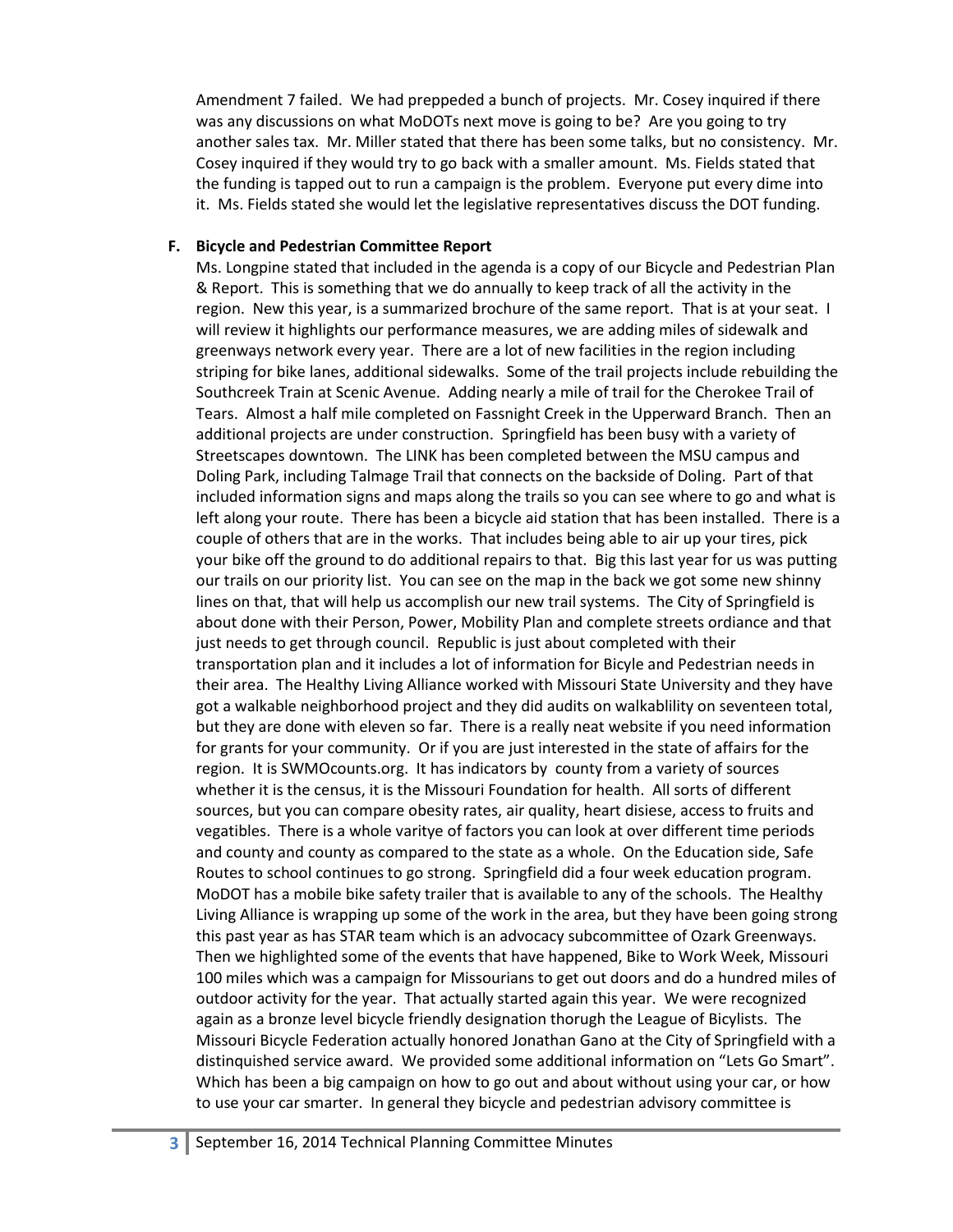Amendment 7 failed. We had preppeded a bunch of projects. Mr. Cosey inquired if there was any discussions on what MoDOTs next move is going to be? Are you going to try another sales tax. Mr. Miller stated that there has been some talks, but no consistency. Mr. Cosey inquired if they would try to go back with a smaller amount. Ms. Fields stated that the funding is tapped out to run a campaign is the problem. Everyone put every dime into it. Ms. Fields stated she would let the legislative representatives discuss the DOT funding.

**F. Bicycle and Pedestrian Committee Report**

Ms. Longpine stated that included in the agenda is a copy of our Bicycle and Pedestrian Plan & Report. This is something that we do annually to keep track of all the activity in the region. New this year, is a summarized brochure of the same report. That is at your seat. I will review it highlights our performance measures, we are adding miles of sidewalk and greenways network every year. There are a lot of new facilities in the region including striping for bike lanes, additional sidewalks. Some of the trail projects include rebuilding the Southcreek Train at Scenic Avenue. Adding nearly a mile of trail for the Cherokee Trail of Tears. Almost a half mile completed on Fassnight Creek in the Upperward Branch. Then an additional projects are under construction. Springfield has been busy with a variety of Streetscapes downtown. The LINK has been completed between the MSU campus and Doling Park, including Talmage Trail that connects on the backside of Doling. Part of that included information signs and maps along the trails so you can see where to go and what is left along your route. There has been a bicycle aid station that has been installed. There is a couple of others that are in the works. That includes being able to air up your tires, pick your bike off the ground to do additional repairs to that. Big this last year for us was putting our trails on our priority list. You can see on the map in the back we got some new shinny lines on that, that will help us accomplish our new trail systems. The City of Springfield is about done with their Person, Power, Mobility Plan and complete streets ordiance and that just needs to get through council. Republic is just about completed with their transportation plan and it includes a lot of information for Bicyle and Pedestrian needs in their area. The Healthy Living Alliance worked with Missouri State University and they have got a walkable neighborhood project and they did audits on walkablility on seventeen total, but they are done with eleven so far. There is a really neat website if you need information for grants for your community. Or if you are just interested in the state of affairs for the region. It is SWMOcounts.org. It has indicators by county from a variety of sources whether it is the census, it is the Missouri Foundation for health. All sorts of different sources, but you can compare obesity rates, air quality, heart disiese, access to fruits and vegatibles. There is a whole varitye of factors you can look at over different time periods and county and county as compared to the state as a whole. On the Education side, Safe Routes to school continues to go strong. Springfield did a four week education program. MoDOT has a mobile bike safety trailer that is available to any of the schools. The Healthy Living Alliance is wrapping up some of the work in the area, but they have been going strong this past year as has STAR team which is an advocacy subcommittee of Ozark Greenways. Then we highlighted some of the events that have happened, Bike to Work Week, Missouri 100 miles which was a campaign for Missourians to get out doors and do a hundred miles of outdoor activity for the year. That actually started again this year. We were recognized again as a bronze level bicycle friendly designation thorugh the League of Bicylists. The Missouri Bicycle Federation actually honored Jonathan Gano at the City of Springfield with a distinquished service award. We provided some additional information on "Lets Go Smart". Which has been a big campaign on how to go out and about without using your car, or how to use your car smarter. In general they bicycle and pedestrian advisory committee is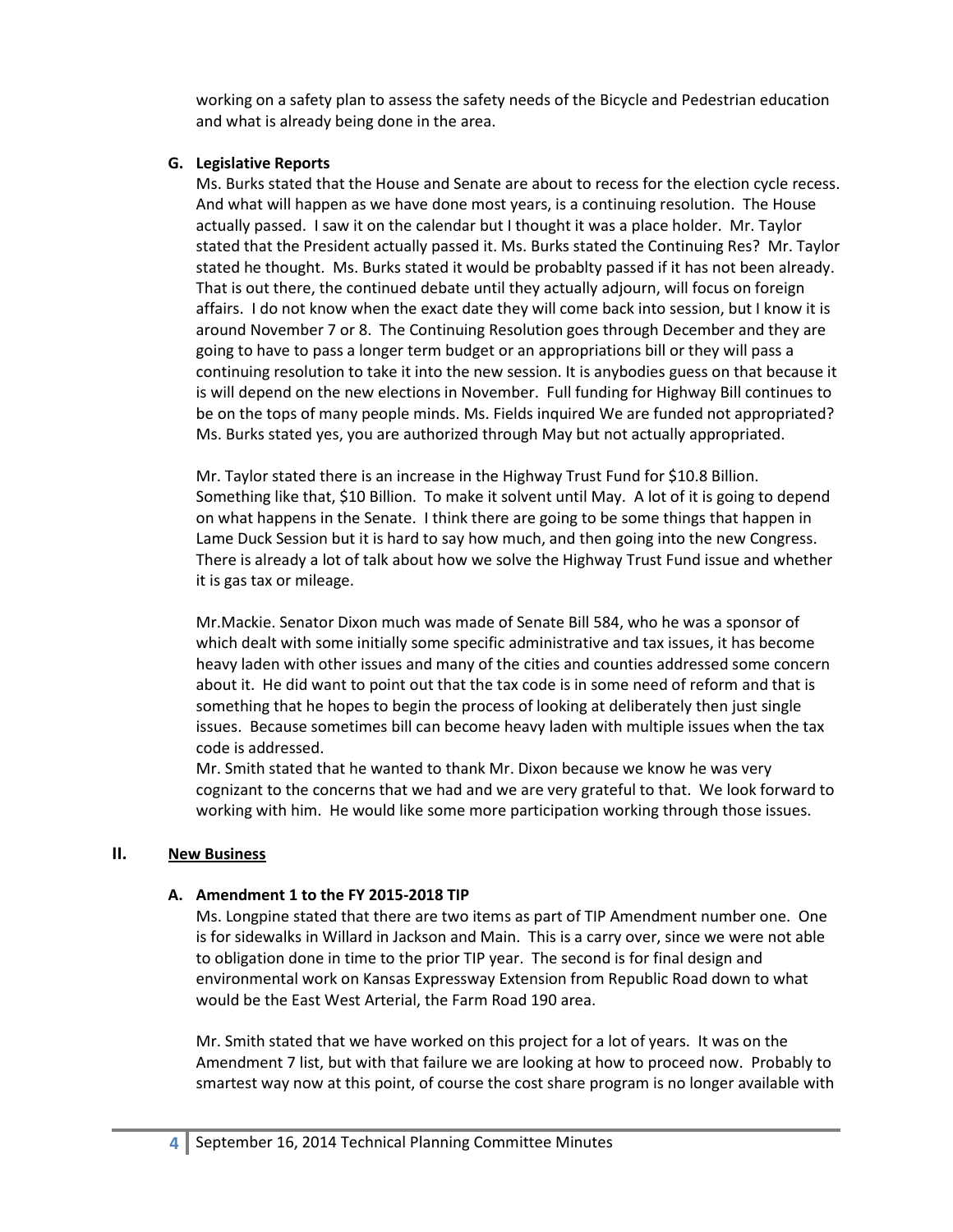working on a safety plan to assess the safety needs of the Bicycle and Pedestrian education and what is already being done in the area.

**G. Legislative Reports**

Ms. Burks stated that the House and Senate are about to recess for the election cycle recess. And what will happen as we have done most years, is a continuing resolution. The House actually passed. I saw it on the calendar but I thought it was a place holder. Mr. Taylor stated that the President actually passed it. Ms. Burks stated the Continuing Res? Mr. Taylor stated he thought. Ms. Burks stated it would be probablty passed if it has not been already. That is out there, the continued debate until they actually adjourn, will focus on foreign affairs. I do not know when the exact date they will come back into session, but I know it is around November 7 or 8. The Continuing Resolution goes through December and they are going to have to pass a longer term budget or an appropriations bill or they will pass a continuing resolution to take it into the new session. It is anybodies guess on that because it is will depend on the new elections in November. Full funding for Highway Bill continues to be on the tops of many people minds. Ms. Fields inquired We are funded not appropriated? Ms. Burks stated yes, you are authorized through May but not actually appropriated.

Mr. Taylor stated there is an increase in the Highway Trust Fund for $10.8 Billion. Something like that, $10 Billion. To make it solvent until May. A lot of it is going to depend on what happens in the Senate. I think there are going to be some things that happen in Lame Duck Session but it is hard to say how much, and then going into the new Congress. There is already a lot of talk about how we solve the Highway Trust Fund issue and whether it is gas tax or mileage.

Mr.Mackie. Senator Dixon much was made of Senate Bill 584, who he was a sponsor of which dealt with some initially some specific administrative and tax issues, it has become heavy laden with other issues and many of the cities and counties addressed some concern about it. He did want to point out that the tax code is in some need of reform and that is something that he hopes to begin the process of looking at deliberately then just single issues. Because sometimes bill can become heavy laden with multiple issues when the tax code is addressed.

Mr. Smith stated that he wanted to thank Mr. Dixon because we know he was very cognizant to the concerns that we had and we are very grateful to that. We look forward to working with him. He would like some more participation working through those issues.

## II. New Business

**A. Amendment 1 to the FY 2015-2018 TIP**

Ms. Longpine stated that there are two items as part of TIP Amendment number one. One is for sidewalks in Willard in Jackson and Main. This is a carry over, since we were not able to obligation done in time to the prior TIP year. The second is for final design and environmental work on Kansas Expressway Extension from Republic Road down to what would be the East West Arterial, the Farm Road 190 area.

Mr. Smith stated that we have worked on this project for a lot of years. It was on the Amendment 7 list, but with that failure we are looking at how to proceed now. Probably to smartest way now at this point, of course the cost share program is no longer available with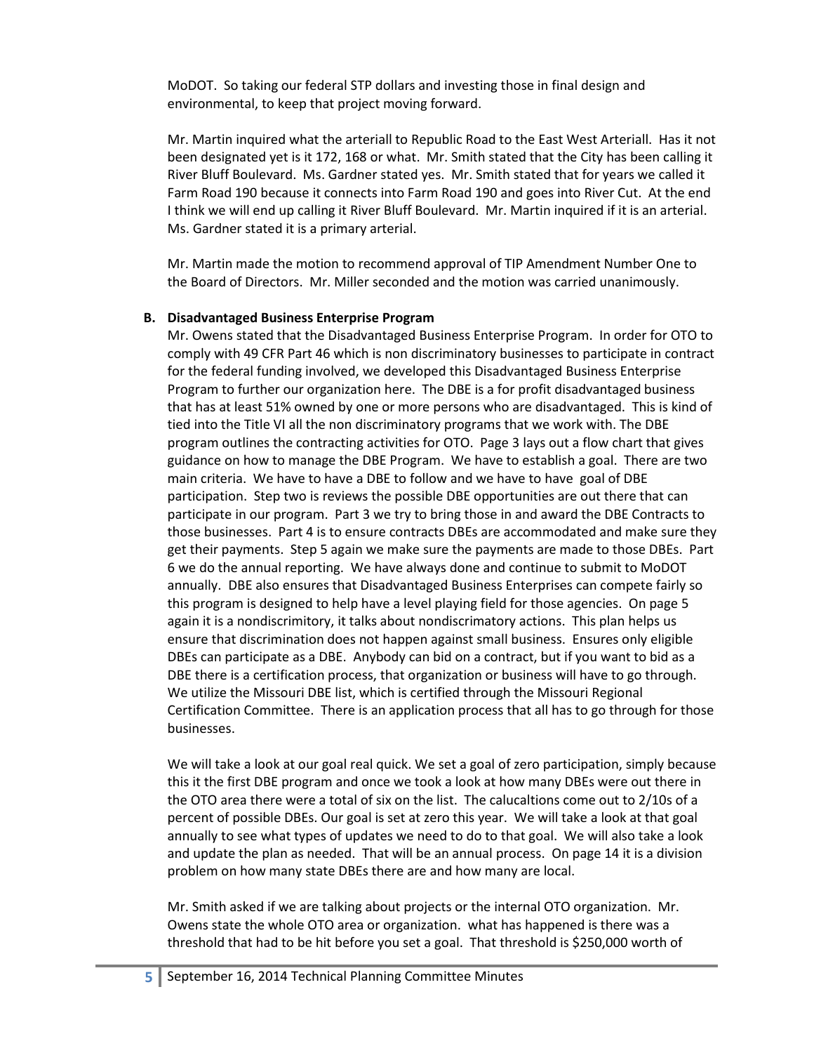MoDOT. So taking our federal STP dollars and investing those in final design and environmental, to keep that project moving forward.

Mr. Martin inquired what the arteriall to Republic Road to the East West Arteriall. Has it not been designated yet is it 172, 168 or what. Mr. Smith stated that the City has been calling it River Bluff Boulevard. Ms. Gardner stated yes. Mr. Smith stated that for years we called it Farm Road 190 because it connects into Farm Road 190 and goes into River Cut. At the end I think we will end up calling it River Bluff Boulevard. Mr. Martin inquired if it is an arterial. Ms. Gardner stated it is a primary arterial.

Mr. Martin made the motion to recommend approval of TIP Amendment Number One to the Board of Directors. Mr. Miller seconded and the motion was carried unanimously.

**B. Disadvantaged Business Enterprise Program**

Mr. Owens stated that the Disadvantaged Business Enterprise Program. In order for OTO to comply with 49 CFR Part 46 which is non discriminatory businesses to participate in contract for the federal funding involved, we developed this Disadvantaged Business Enterprise Program to further our organization here. The DBE is a for profit disadvantaged business that has at least 51% owned by one or more persons who are disadvantaged. This is kind of tied into the Title VI all the non discriminatory programs that we work with. The DBE program outlines the contracting activities for OTO. Page 3 lays out a flow chart that gives guidance on how to manage the DBE Program. We have to establish a goal. There are two main criteria. We have to have a DBE to follow and we have to have goal of DBE participation. Step two is reviews the possible DBE opportunities are out there that can participate in our program. Part 3 we try to bring those in and award the DBE Contracts to those businesses. Part 4 is to ensure contracts DBEs are accommodated and make sure they get their payments. Step 5 again we make sure the payments are made to those DBEs. Part 6 we do the annual reporting. We have always done and continue to submit to MoDOT annually. DBE also ensures that Disadvantaged Business Enterprises can compete fairly so this program is designed to help have a level playing field for those agencies. On page 5 again it is a nondiscrimitory, it talks about nondiscramatory actions. This plan helps us ensure that discrimination does not happen against small business. Ensures only eligible DBEs can participate as a DBE. Anybody can bid on a contract, but if you want to bid as a DBE there is a certification process, that organization or business will have to go through. We utilize the Missouri DBE list, which is certified through the Missouri Regional Certification Committee. There is an application process that all has to go through for those businesses.

We will take a look at our goal real quick. We set a goal of zero participation, simply because this it the first DBE program and once we took a look at how many DBEs were out there in the OTO area there were a total of six on the list. The calucaltions come out to 2/10s of a percent of possible DBEs. Our goal is set at zero this year. We will take a look at that goal annually to see what types of updates we need to do to that goal. We will also take a look and update the plan as needed. That will be an annual process. On page 14 it is a division problem on how many state DBEs there are and how many are local.

Mr. Smith asked if we are talking about projects or the internal OTO organization. Mr. Owens state the whole OTO area or organization. what has happened is there was a threshold that had to be hit before you set a goal. That threshold is $250,000 worth of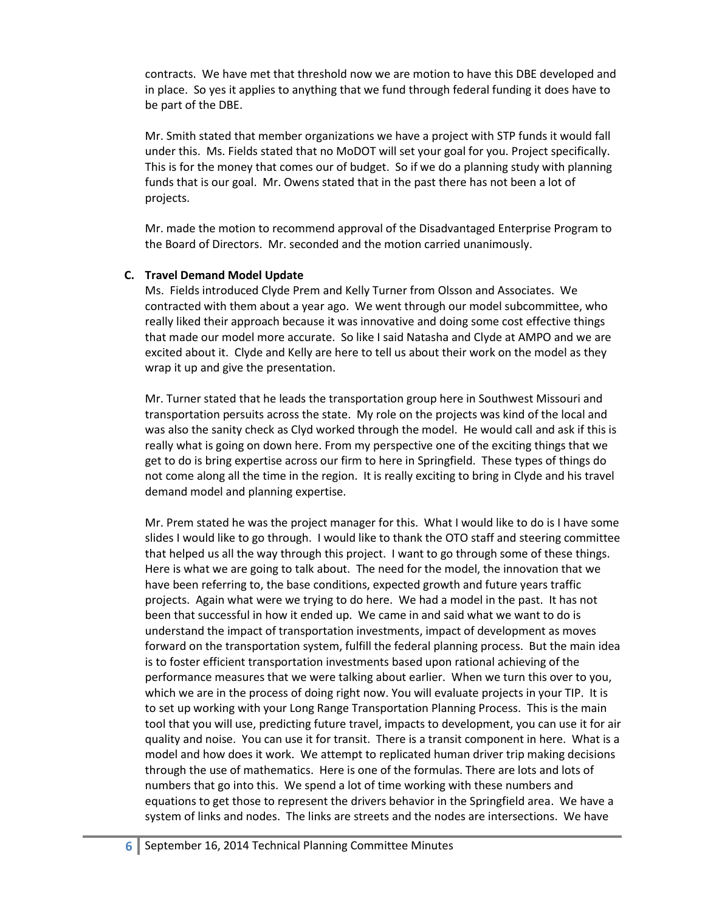contracts. We have met that threshold now we are motion to have this DBE developed and in place. So yes it applies to anything that we fund through federal funding it does have to be part of the DBE.

Mr. Smith stated that member organizations we have a project with STP funds it would fall under this. Ms. Fields stated that no MoDOT will set your goal for you. Project specifically. This is for the money that comes our of budget. So if we do a planning study with planning funds that is our goal. Mr. Owens stated that in the past there has not been a lot of projects.

Mr. made the motion to recommend approval of the Disadvantaged Enterprise Program to the Board of Directors. Mr. seconded and the motion carried unanimously.

**C. Travel Demand Model Update**

Ms. Fields introduced Clyde Prem and Kelly Turner from Olsson and Associates. We contracted with them about a year ago. We went through our model subcommittee, who really liked their approach because it was innovative and doing some cost effective things that made our model more accurate. So like I said Natasha and Clyde at AMPO and we are excited about it. Clyde and Kelly are here to tell us about their work on the model as they wrap it up and give the presentation.

Mr. Turner stated that he leads the transportation group here in Southwest Missouri and transportation persuits across the state. My role on the projects was kind of the local and was also the sanity check as Clyd worked through the model. He would call and ask if this is really what is going on down here. From my perspective one of the exciting things that we get to do is bring expertise across our firm to here in Springfield. These types of things do not come along all the time in the region. It is really exciting to bring in Clyde and his travel demand model and planning expertise.

Mr. Prem stated he was the project manager for this. What I would like to do is I have some slides I would like to go through. I would like to thank the OTO staff and steering committee that helped us all the way through this project. I want to go through some of these things. Here is what we are going to talk about. The need for the model, the innovation that we have been referring to, the base conditions, expected growth and future years traffic projects. Again what were we trying to do here. We had a model in the past. It has not been that successful in how it ended up. We came in and said what we want to do is understand the impact of transportation investments, impact of development as moves forward on the transportation system, fulfill the federal planning process. But the main idea is to foster efficient transportation investments based upon rational achieving of the performance measures that we were talking about earlier. When we turn this over to you, which we are in the process of doing right now. You will evaluate projects in your TIP. It is to set up working with your Long Range Transportation Planning Process. This is the main tool that you will use, predicting future travel, impacts to development, you can use it for air quality and noise. You can use it for transit. There is a transit component in here. What is a model and how does it work. We attempt to replicated human driver trip making decisions through the use of mathematics. Here is one of the formulas. There are lots and lots of numbers that go into this. We spend a lot of time working with these numbers and equations to get those to represent the drivers behavior in the Springfield area. We have a system of links and nodes. The links are streets and the nodes are intersections. We have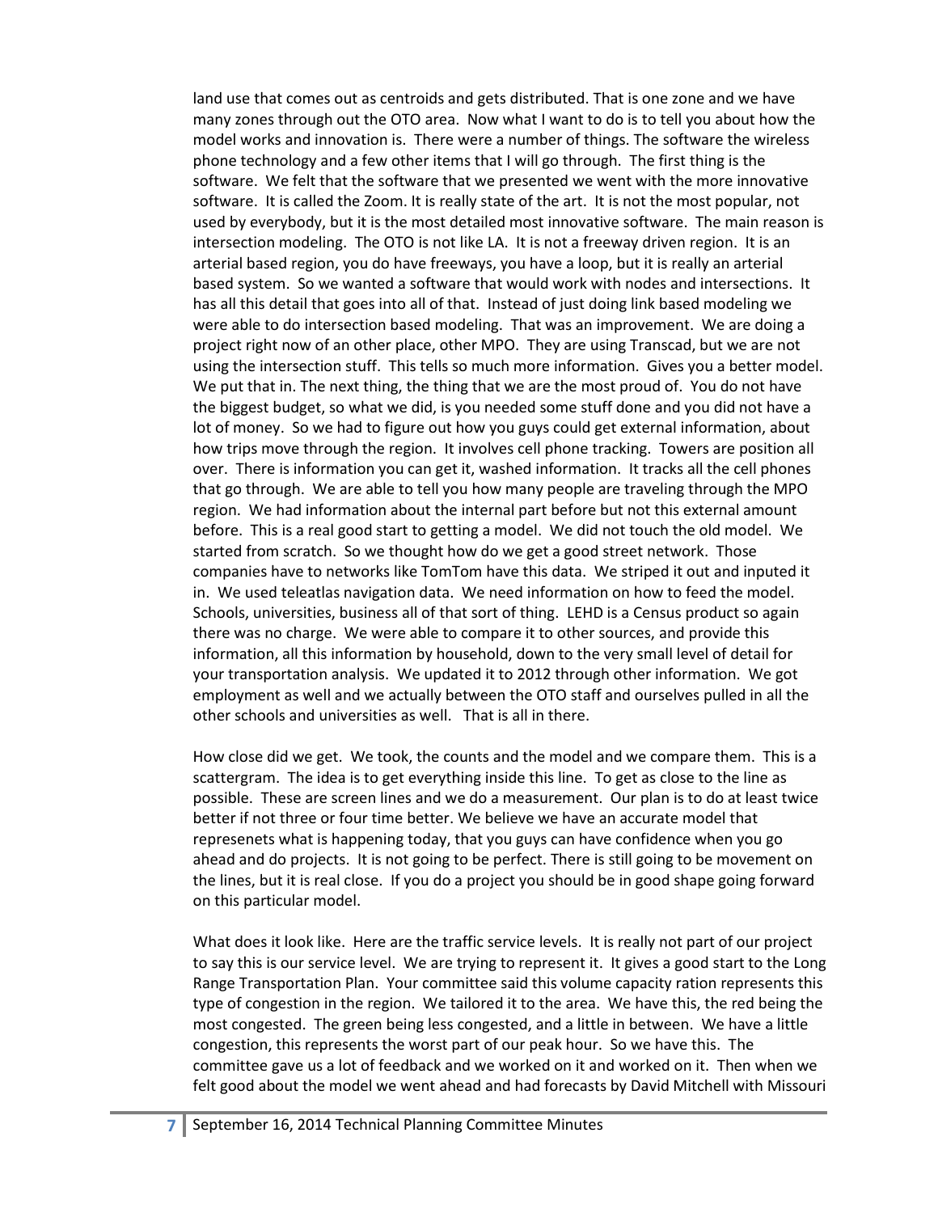land use that comes out as centroids and gets distributed. That is one zone and we have many zones through out the OTO area. Now what I want to do is to tell you about how the model works and innovation is. There were a number of things. The software the wireless phone technology and a few other items that I will go through. The first thing is the software. We felt that the software that we presented we went with the more innovative software. It is called the Zoom. It is really state of the art. It is not the most popular, not used by everybody, but it is the most detailed most innovative software. The main reason is intersection modeling. The OTO is not like LA. It is not a freeway driven region. It is an arterial based region, you do have freeways, you have a loop, but it is really an arterial based system. So we wanted a software that would work with nodes and intersections. It has all this detail that goes into all of that. Instead of just doing link based modeling we were able to do intersection based modeling. That was an improvement. We are doing a project right now of an other place, other MPO. They are using Transcad, but we are not using the intersection stuff. This tells so much more information. Gives you a better model. We put that in. The next thing, the thing that we are the most proud of. You do not have the biggest budget, so what we did, is you needed some stuff done and you did not have a lot of money. So we had to figure out how you guys could get external information, about how trips move through the region. It involves cell phone tracking. Towers are position all over. There is information you can get it, washed information. It tracks all the cell phones that go through. We are able to tell you how many people are traveling through the MPO region. We had information about the internal part before but not this external amount before. This is a real good start to getting a model. We did not touch the old model. We started from scratch. So we thought how do we get a good street network. Those companies have to networks like TomTom have this data. We striped it out and inputed it in. We used teleatlas navigation data. We need information on how to feed the model. Schools, universities, business all of that sort of thing. LEHD is a Census product so again there was no charge. We were able to compare it to other sources, and provide this information, all this information by household, down to the very small level of detail for your transportation analysis. We updated it to 2012 through other information. We got employment as well and we actually between the OTO staff and ourselves pulled in all the other schools and universities as well. That is all in there.

How close did we get. We took, the counts and the model and we compare them. This is a scattergram. The idea is to get everything inside this line. To get as close to the line as possible. These are screen lines and we do a measurement. Our plan is to do at least twice better if not three or four time better. We believe we have an accurate model that represenets what is happening today, that you guys can have confidence when you go ahead and do projects. It is not going to be perfect. There is still going to be movement on the lines, but it is real close. If you do a project you should be in good shape going forward on this particular model.

What does it look like. Here are the traffic service levels. It is really not part of our project to say this is our service level. We are trying to represent it. It gives a good start to the Long Range Transportation Plan. Your committee said this volume capacity ration represents this type of congestion in the region. We tailored it to the area. We have this, the red being the most congested. The green being less congested, and a little in between. We have a little congestion, this represents the worst part of our peak hour. So we have this. The committee gave us a lot of feedback and we worked on it and worked on it. Then when we felt good about the model we went ahead and had forecasts by David Mitchell with Missouri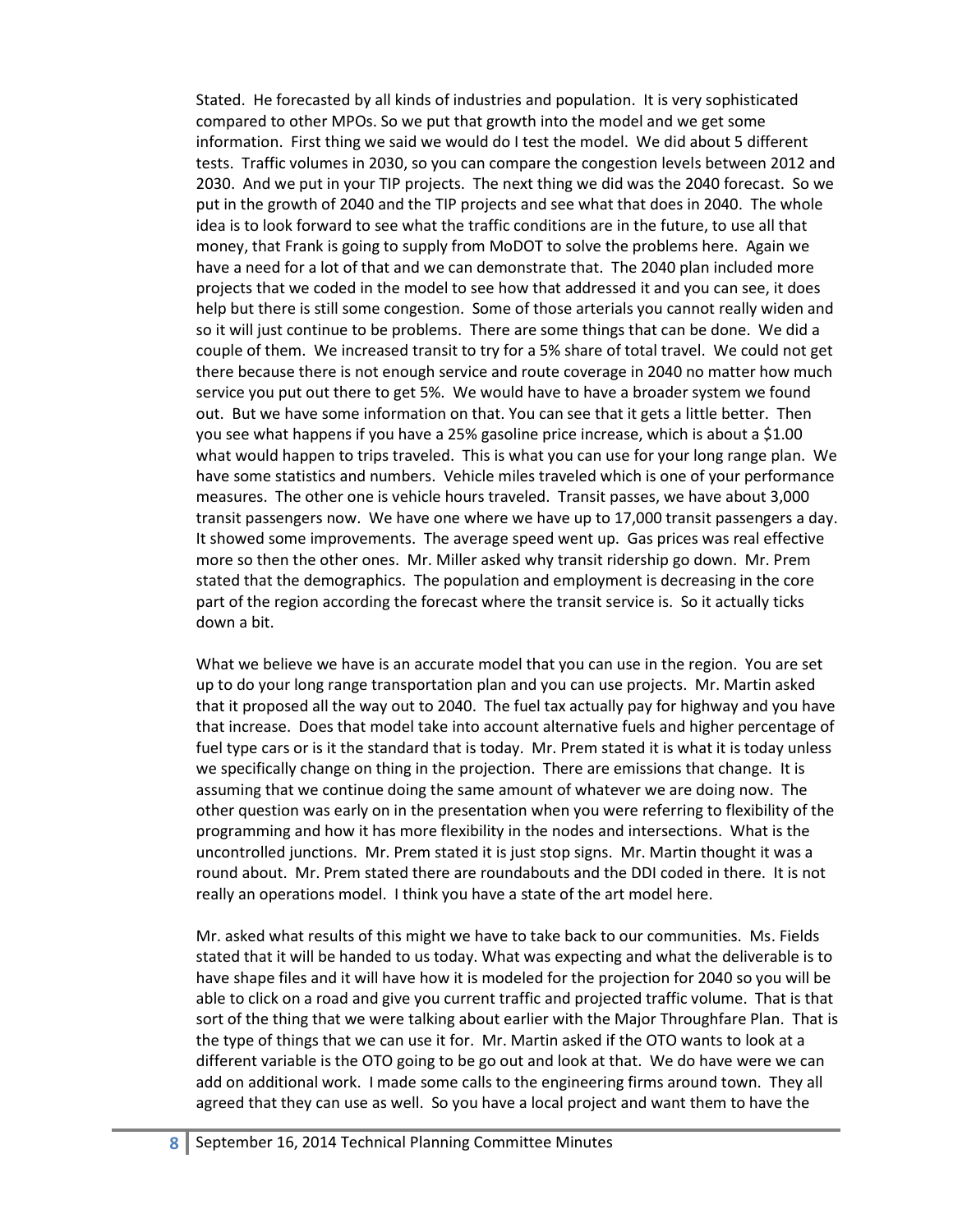Stated. He forecasted by all kinds of industries and population. It is very sophisticated compared to other MPOs. So we put that growth into the model and we get some information. First thing we said we would do I test the model. We did about 5 different tests. Traffic volumes in 2030, so you can compare the congestion levels between 2012 and 2030. And we put in your TIP projects. The next thing we did was the 2040 forecast. So we put in the growth of 2040 and the TIP projects and see what that does in 2040. The whole idea is to look forward to see what the traffic conditions are in the future, to use all that money, that Frank is going to supply from MoDOT to solve the problems here. Again we have a need for a lot of that and we can demonstrate that. The 2040 plan included more projects that we coded in the model to see how that addressed it and you can see, it does help but there is still some congestion. Some of those arterials you cannot really widen and so it will just continue to be problems. There are some things that can be done. We did a couple of them. We increased transit to try for a 5% share of total travel. We could not get there because there is not enough service and route coverage in 2040 no matter how much service you put out there to get 5%. We would have to have a broader system we found out. But we have some information on that. You can see that it gets a little better. Then you see what happens if you have a 25% gasoline price increase, which is about a $1.00 what would happen to trips traveled. This is what you can use for your long range plan. We have some statistics and numbers. Vehicle miles traveled which is one of your performance measures. The other one is vehicle hours traveled. Transit passes, we have about 3,000 transit passengers now. We have one where we have up to 17,000 transit passengers a day. It showed some improvements. The average speed went up. Gas prices was real effective more so then the other ones. Mr. Miller asked why transit ridership go down. Mr. Prem stated that the demographics. The population and employment is decreasing in the core part of the region according the forecast where the transit service is. So it actually ticks down a bit.

What we believe we have is an accurate model that you can use in the region. You are set up to do your long range transportation plan and you can use projects. Mr. Martin asked that it proposed all the way out to 2040. The fuel tax actually pay for highway and you have that increase. Does that model take into account alternative fuels and higher percentage of fuel type cars or is it the standard that is today. Mr. Prem stated it is what it is today unless we specifically change on thing in the projection. There are emissions that change. It is assuming that we continue doing the same amount of whatever we are doing now. The other question was early on in the presentation when you were referring to flexibility of the programming and how it has more flexibility in the nodes and intersections. What is the uncontrolled junctions. Mr. Prem stated it is just stop signs. Mr. Martin thought it was a round about. Mr. Prem stated there are roundabouts and the DDI coded in there. It is not really an operations model. I think you have a state of the art model here.

Mr. asked what results of this might we have to take back to our communities. Ms. Fields stated that it will be handed to us today. What was expecting and what the deliverable is to have shape files and it will have how it is modeled for the projection for 2040 so you will be able to click on a road and give you current traffic and projected traffic volume. That is that sort of the thing that we were talking about earlier with the Major Throughfare Plan. That is the type of things that we can use it for. Mr. Martin asked if the OTO wants to look at a different variable is the OTO going to be go out and look at that. We do have were we can add on additional work. I made some calls to the engineering firms around town. They all agreed that they can use as well. So you have a local project and want them to have the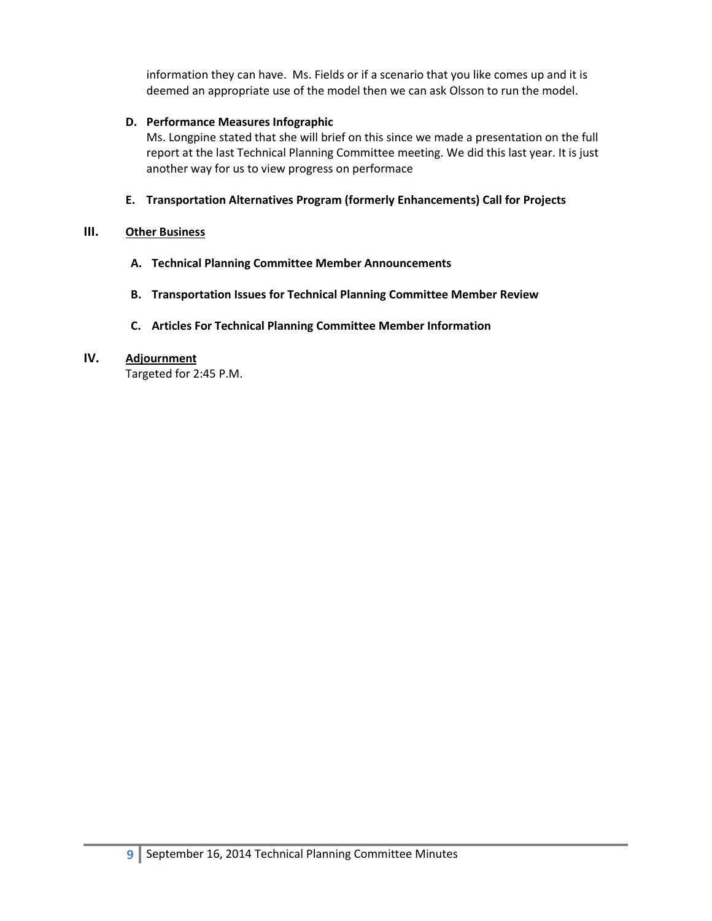information they can have. Ms. Fields or if a scenario that you like comes up and it is deemed an appropriate use of the model then we can ask Olsson to run the model.

**D. Performance Measures Infographic**

Ms. Longpine stated that she will brief on this since we made a presentation on the full report at the last Technical Planning Committee meeting. We did this last year. It is just another way for us to view progress on performace

**E. Transportation Alternatives Program (formerly Enhancements) Call for Projects**

## III. Other Business

**A. Technical Planning Committee Member Announcements**

**B. Transportation Issues for Technical Planning Committee Member Review**

**C. Articles For Technical Planning Committee Member Information**

## IV. Adjournment

Targeted for 2:45 P.M.